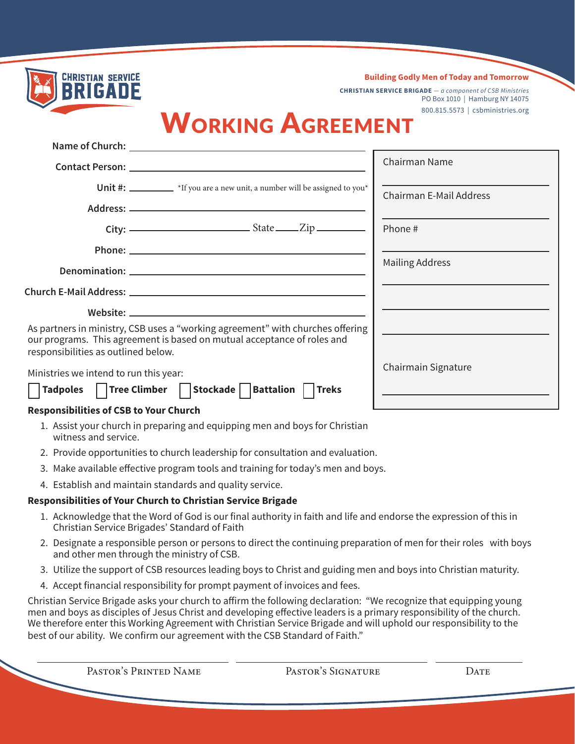CHRISTIAN SERVICE BRIGADE

**Building Godly Men of Today and Tomorrow**

**CHRISTIAN SERVICE BRIGADE** — *a component of CSB Ministries*
PO Box 1010 | Hamburg NY 14075
800.815.5573 | csbministries.org

# Working Agreement

**Name of Church:** ______________________________

**Contact Person:** ______________________________

**Unit #:** ________ *If you are a new unit, a number will be assigned to you*

**Address:** ______________________________

**City:** ________________ State _____ Zip ________

**Phone:** ______________________________

**Denomination:** ______________________________

**Church E-Mail Address:** ______________________________

**Website:** ______________________________

Chairman Name ______________________________

Chairman E-Mail Address ______________________________

Phone # ______________________________

Mailing Address ______________________________

______________________________

______________________________

Chairmain Signature ______________________________

As partners in ministry, CSB uses a "working agreement" with churches offering our programs. This agreement is based on mutual acceptance of roles and responsibilities as outlined below.

Ministries we intend to run this year:

☐ **Tadpoles** ☐ **Tree Climber** ☐ **Stockade** ☐ **Battalion** ☐ **Treks**

**Responsibilities of CSB to Your Church**

1. Assist your church in preparing and equipping men and boys for Christian witness and service.
2. Provide opportunities to church leadership for consultation and evaluation.
3. Make available effective program tools and training for today's men and boys.
4. Establish and maintain standards and quality service.

**Responsibilities of Your Church to Christian Service Brigade**

1. Acknowledge that the Word of God is our final authority in faith and life and endorse the expression of this in Christian Service Brigades' Standard of Faith
2. Designate a responsible person or persons to direct the continuing preparation of men for their roles with boys and other men through the ministry of CSB.
3. Utilize the support of CSB resources leading boys to Christ and guiding men and boys into Christian maturity.
4. Accept financial responsibility for prompt payment of invoices and fees.

Christian Service Brigade asks your church to affirm the following declaration: "We recognize that equipping young men and boys as disciples of Jesus Christ and developing effective leaders is a primary responsibility of the church. We therefore enter this Working Agreement with Christian Service Brigade and will uphold our responsibility to the best of our ability. We confirm our agreement with the CSB Standard of Faith."

______________________ ______________________ __________

Pastor's Printed Name | Pastor's Signature | Date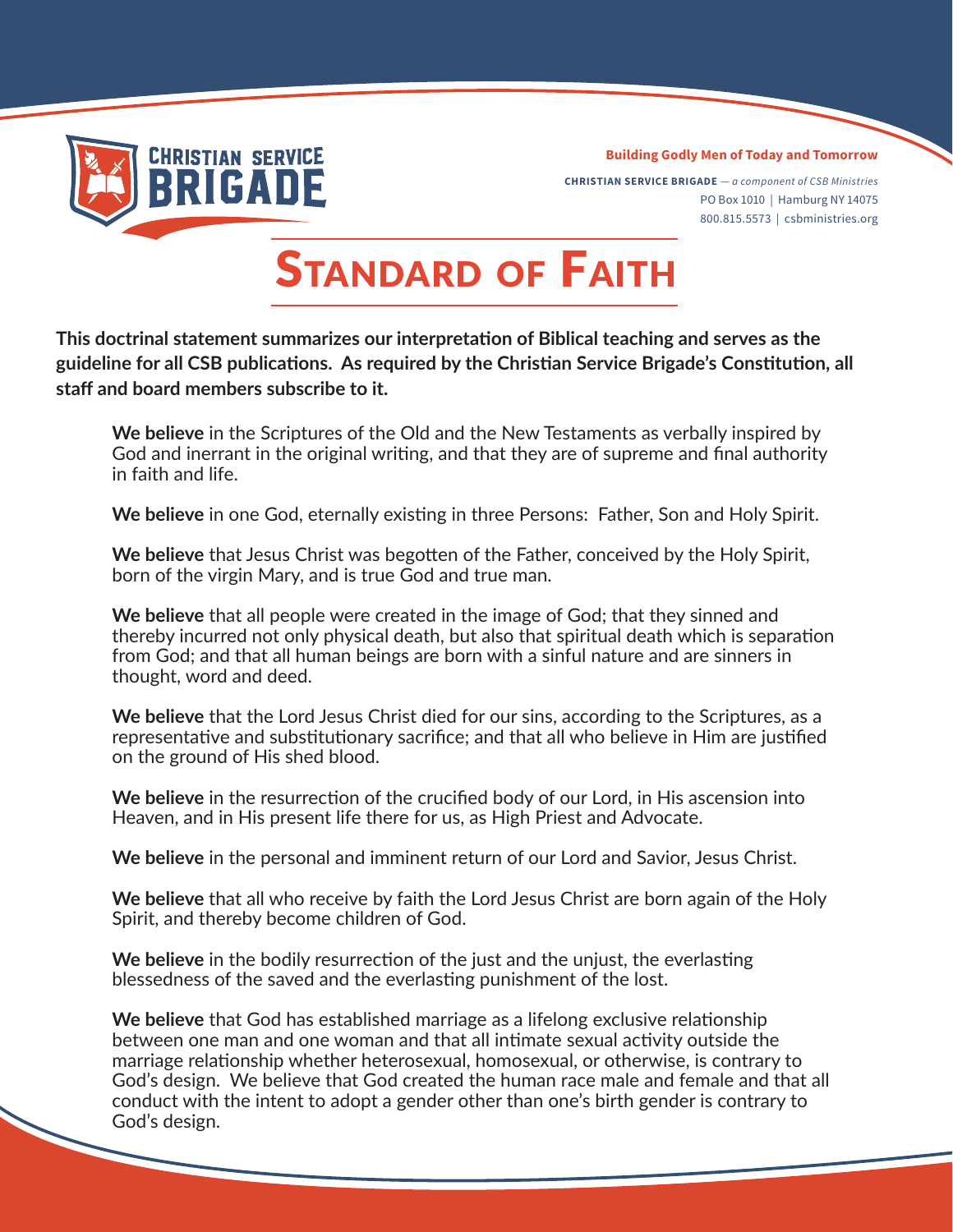**Building Godly Men of Today and Tomorrow**

**CHRISTIAN SERVICE BRIGADE** — *a component of CSB Ministries*
PO Box 1010 | Hamburg NY 14075
800.815.5573 | csbministries.org

# Standard of Faith

**This doctrinal statement summarizes our interpretation of Biblical teaching and serves as the guideline for all CSB publications. As required by the Christian Service Brigade's Constitution, all staff and board members subscribe to it.**

**We believe** in the Scriptures of the Old and the New Testaments as verbally inspired by God and inerrant in the original writing, and that they are of supreme and final authority in faith and life.

**We believe** in one God, eternally existing in three Persons: Father, Son and Holy Spirit.

**We believe** that Jesus Christ was begotten of the Father, conceived by the Holy Spirit, born of the virgin Mary, and is true God and true man.

**We believe** that all people were created in the image of God; that they sinned and thereby incurred not only physical death, but also that spiritual death which is separation from God; and that all human beings are born with a sinful nature and are sinners in thought, word and deed.

**We believe** that the Lord Jesus Christ died for our sins, according to the Scriptures, as a representative and substitutionary sacrifice; and that all who believe in Him are justified on the ground of His shed blood.

**We believe** in the resurrection of the crucified body of our Lord, in His ascension into Heaven, and in His present life there for us, as High Priest and Advocate.

**We believe** in the personal and imminent return of our Lord and Savior, Jesus Christ.

**We believe** that all who receive by faith the Lord Jesus Christ are born again of the Holy Spirit, and thereby become children of God.

**We believe** in the bodily resurrection of the just and the unjust, the everlasting blessedness of the saved and the everlasting punishment of the lost.

**We believe** that God has established marriage as a lifelong exclusive relationship between one man and one woman and that all intimate sexual activity outside the marriage relationship whether heterosexual, homosexual, or otherwise, is contrary to God's design. We believe that God created the human race male and female and that all conduct with the intent to adopt a gender other than one's birth gender is contrary to God's design.